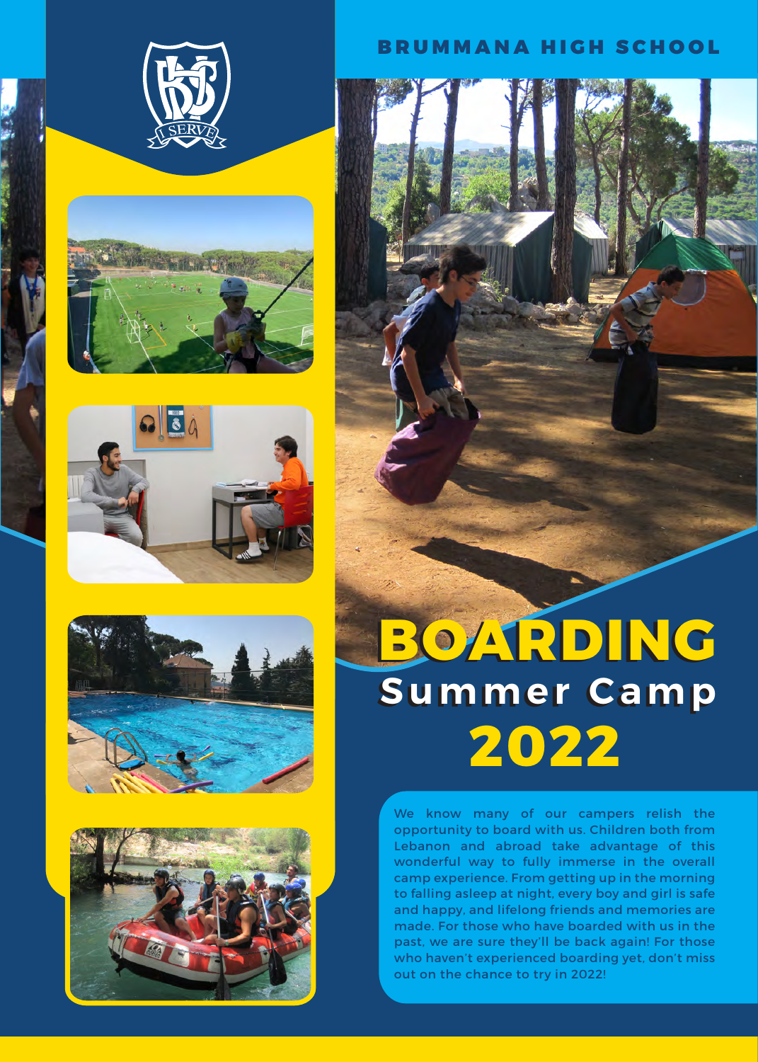BRUMMANA HIGH SCHOOL

# BOARDING

## Summer Camp

## 2022

We know many of our campers relish the opportunity to board with us. Children both from Lebanon and abroad take advantage of this wonderful way to fully immerse in the overall camp experience. From getting up in the morning to falling asleep at night, every boy and girl is safe and happy, and lifelong friends and memories are made. For those who have boarded with us in the past, we are sure they'll be back again! For those who haven't experienced boarding yet, don't miss out on the chance to try in 2022!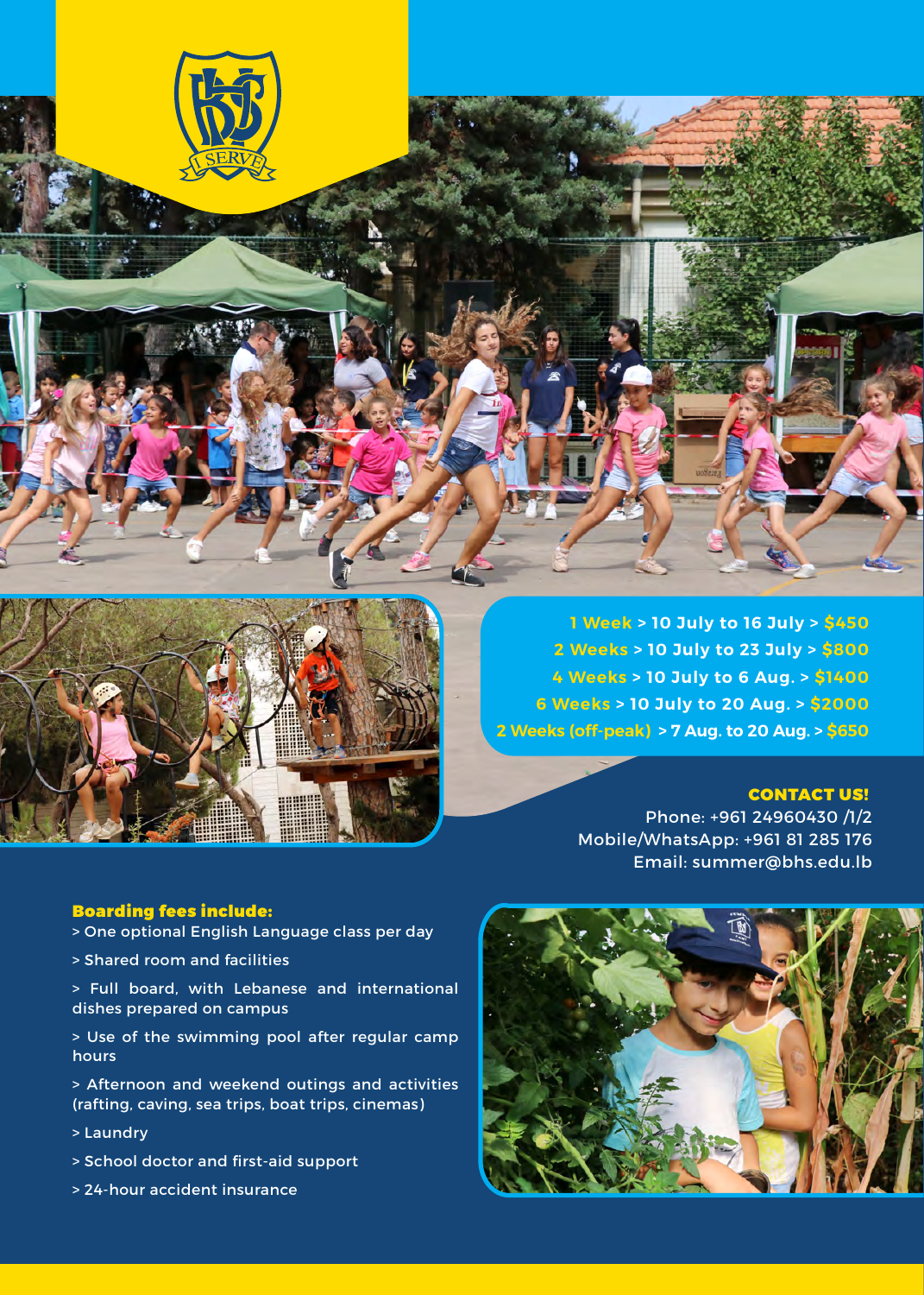**1 Week** > 10 July to 16 July > **$450**
**2 Weeks** > 10 July to 23 July > **$800**
**4 Weeks** > 10 July to 6 Aug. > **$1400**
**6 Weeks** > 10 July to 20 Aug. > **$2000**
**2 Weeks (off-peak)** > 7 Aug. to 20 Aug. > **$650**

**CONTACT US!**
Phone: +961 24960430 /1/2
Mobile/WhatsApp: +961 81 285 176
Email: summer@bhs.edu.lb

**Boarding fees include:**

> One optional English Language class per day

> Shared room and facilities

> Full board, with Lebanese and international dishes prepared on campus

> Use of the swimming pool after regular camp hours

> Afternoon and weekend outings and activities (rafting, caving, sea trips, boat trips, cinemas)

> Laundry

> School doctor and first-aid support

> 24-hour accident insurance